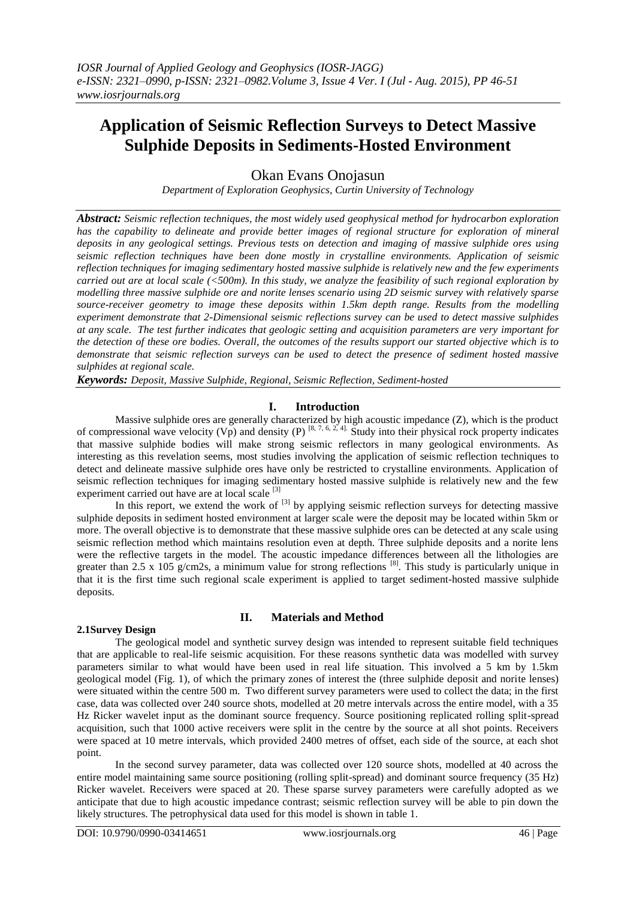# Application of Seismic Reflection Surveys to Detect Massive Sulphide Deposits in Sediments-Hosted Environment

Okan Evans Onojasun

*Department of Exploration Geophysics, Curtin University of Technology*

***Abstract:*** *Seismic reflection techniques, the most widely used geophysical method for hydrocarbon exploration has the capability to delineate and provide better images of regional structure for exploration of mineral deposits in any geological settings. Previous tests on detection and imaging of massive sulphide ores using seismic reflection techniques have been done mostly in crystalline environments. Application of seismic reflection techniques for imaging sedimentary hosted massive sulphide is relatively new and the few experiments carried out are at local scale (<500m). In this study, we analyze the feasibility of such regional exploration by modelling three massive sulphide ore and norite lenses scenario using 2D seismic survey with relatively sparse source-receiver geometry to image these deposits within 1.5km depth range. Results from the modelling experiment demonstrate that 2-Dimensional seismic reflections survey can be used to detect massive sulphides at any scale. The test further indicates that geologic setting and acquisition parameters are very important for the detection of these ore bodies. Overall, the outcomes of the results support our started objective which is to demonstrate that seismic reflection surveys can be used to detect the presence of sediment hosted massive sulphides at regional scale.*

***Keywords:*** *Deposit, Massive Sulphide, Regional, Seismic Reflection, Sediment-hosted*

## I. Introduction

Massive sulphide ores are generally characterized by high acoustic impedance (Z), which is the product of compressional wave velocity (Vp) and density (P) [8, 7, 6, 2, 4]. Study into their physical rock property indicates that massive sulphide bodies will make strong seismic reflectors in many geological environments. As interesting as this revelation seems, most studies involving the application of seismic reflection techniques to detect and delineate massive sulphide ores have only be restricted to crystalline environments. Application of seismic reflection techniques for imaging sedimentary hosted massive sulphide is relatively new and the few experiment carried out have are at local scale [3]

In this report, we extend the work of [3] by applying seismic reflection surveys for detecting massive sulphide deposits in sediment hosted environment at larger scale were the deposit may be located within 5km or more. The overall objective is to demonstrate that these massive sulphide ores can be detected at any scale using seismic reflection method which maintains resolution even at depth. Three sulphide deposits and a norite lens were the reflective targets in the model. The acoustic impedance differences between all the lithologies are greater than 2.5 x 105 g/cm2s, a minimum value for strong reflections [8]. This study is particularly unique in that it is the first time such regional scale experiment is applied to target sediment-hosted massive sulphide deposits.

## II. Materials and Method

### 2.1Survey Design

The geological model and synthetic survey design was intended to represent suitable field techniques that are applicable to real-life seismic acquisition. For these reasons synthetic data was modelled with survey parameters similar to what would have been used in real life situation. This involved a 5 km by 1.5km geological model (Fig. 1), of which the primary zones of interest the (three sulphide deposit and norite lenses) were situated within the centre 500 m. Two different survey parameters were used to collect the data; in the first case, data was collected over 240 source shots, modelled at 20 metre intervals across the entire model, with a 35 Hz Ricker wavelet input as the dominant source frequency. Source positioning replicated rolling split-spread acquisition, such that 1000 active receivers were split in the centre by the source at all shot points. Receivers were spaced at 10 metre intervals, which provided 2400 metres of offset, each side of the source, at each shot point.

In the second survey parameter, data was collected over 120 source shots, modelled at 40 across the entire model maintaining same source positioning (rolling split-spread) and dominant source frequency (35 Hz) Ricker wavelet. Receivers were spaced at 20. These sparse survey parameters were carefully adopted as we anticipate that due to high acoustic impedance contrast; seismic reflection survey will be able to pin down the likely structures. The petrophysical data used for this model is shown in table 1.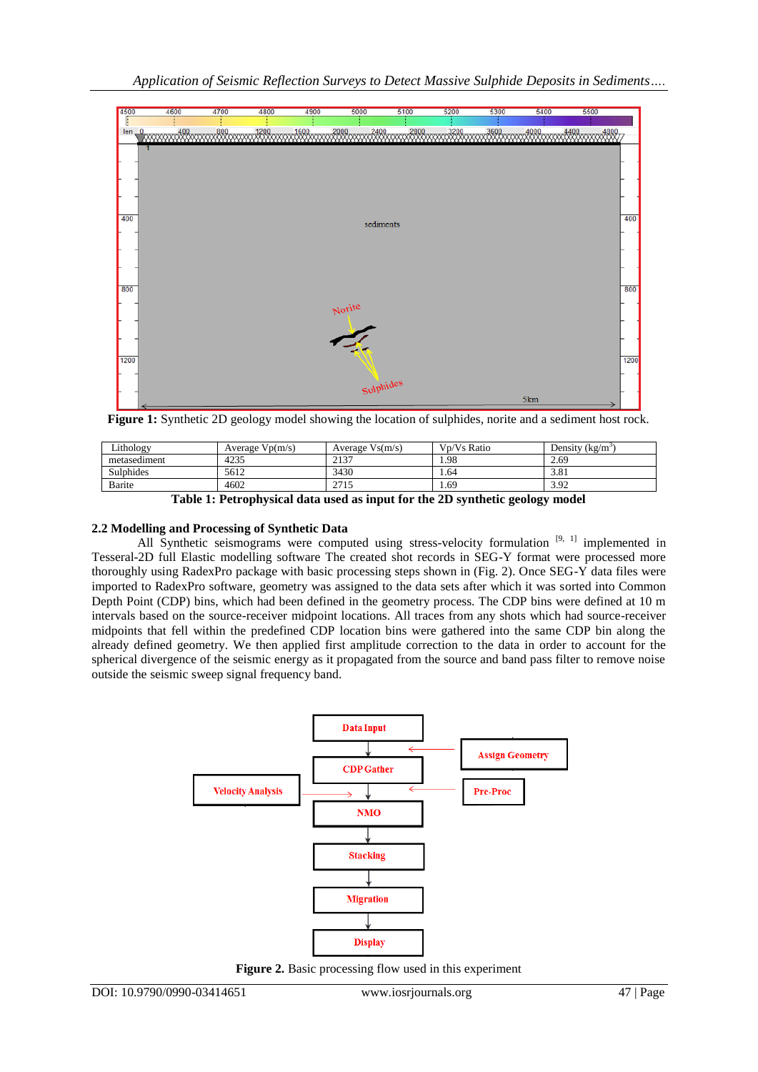**Figure 1:** Synthetic 2D geology model showing the location of sulphides, norite and a sediment host rock.

| Lithology | Average Vp(m/s) | Average Vs(m/s) | Vp/Vs Ratio | Density (kg/m$^3$) |
|---|---|---|---|---|
| metasediment | 4235 | 2137 | 1.98 | 2.69 |
| Sulphides | 5612 | 3430 | 1.64 | 3.81 |
| Barite | 4602 | 2715 | 1.69 | 3.92 |

**Table 1: Petrophysical data used as input for the 2D synthetic geology model**

### 2.2 Modelling and Processing of Synthetic Data

All Synthetic seismograms were computed using stress-velocity formulation [9, 1] implemented in Tesseral-2D full Elastic modelling software The created shot records in SEG-Y format were processed more thoroughly using RadexPro package with basic processing steps shown in (Fig. 2). Once SEG-Y data files were imported to RadexPro software, geometry was assigned to the data sets after which it was sorted into Common Depth Point (CDP) bins, which had been defined in the geometry process. The CDP bins were defined at 10 m intervals based on the source-receiver midpoint locations. All traces from any shots which had source-receiver midpoints that fell within the predefined CDP location bins were gathered into the same CDP bin along the already defined geometry. We then applied first amplitude correction to the data in order to account for the spherical divergence of the seismic energy as it propagated from the source and band pass filter to remove noise outside the seismic sweep signal frequency band.

**Figure 2.** Basic processing flow used in this experiment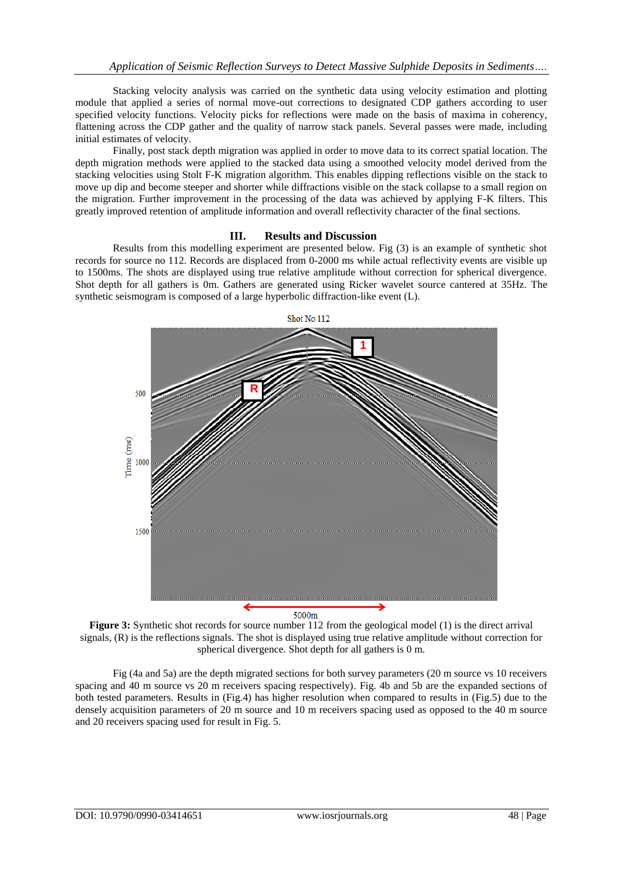Stacking velocity analysis was carried on the synthetic data using velocity estimation and plotting module that applied a series of normal move-out corrections to designated CDP gathers according to user specified velocity functions. Velocity picks for reflections were made on the basis of maxima in coherency, flattening across the CDP gather and the quality of narrow stack panels. Several passes were made, including initial estimates of velocity.

Finally, post stack depth migration was applied in order to move data to its correct spatial location. The depth migration methods were applied to the stacked data using a smoothed velocity model derived from the stacking velocities using Stolt F-K migration algorithm. This enables dipping reflections visible on the stack to move up dip and become steeper and shorter while diffractions visible on the stack collapse to a small region on the migration. Further improvement in the processing of the data was achieved by applying F-K filters. This greatly improved retention of amplitude information and overall reflectivity character of the final sections.

## III. Results and Discussion

Results from this modelling experiment are presented below. Fig (3) is an example of synthetic shot records for source no 112. Records are displaced from 0-2000 ms while actual reflectivity events are visible up to 1500ms. The shots are displayed using true relative amplitude without correction for spherical divergence. Shot depth for all gathers is 0m. Gathers are generated using Ricker wavelet source cantered at 35Hz. The synthetic seismogram is composed of a large hyperbolic diffraction-like event (L).

Shot No 112

1

R

500

Time (ms)

1000

1500

5000m

**Figure 3:** Synthetic shot records for source number 112 from the geological model (1) is the direct arrival signals, (R) is the reflections signals. The shot is displayed using true relative amplitude without correction for spherical divergence. Shot depth for all gathers is 0 m.

Fig (4a and 5a) are the depth migrated sections for both survey parameters (20 m source vs 10 receivers spacing and 40 m source vs 20 m receivers spacing respectively). Fig. 4b and 5b are the expanded sections of both tested parameters. Results in (Fig.4) has higher resolution when compared to results in (Fig.5) due to the densely acquisition parameters of 20 m source and 10 m receivers spacing used as opposed to the 40 m source and 20 receivers spacing used for result in Fig. 5.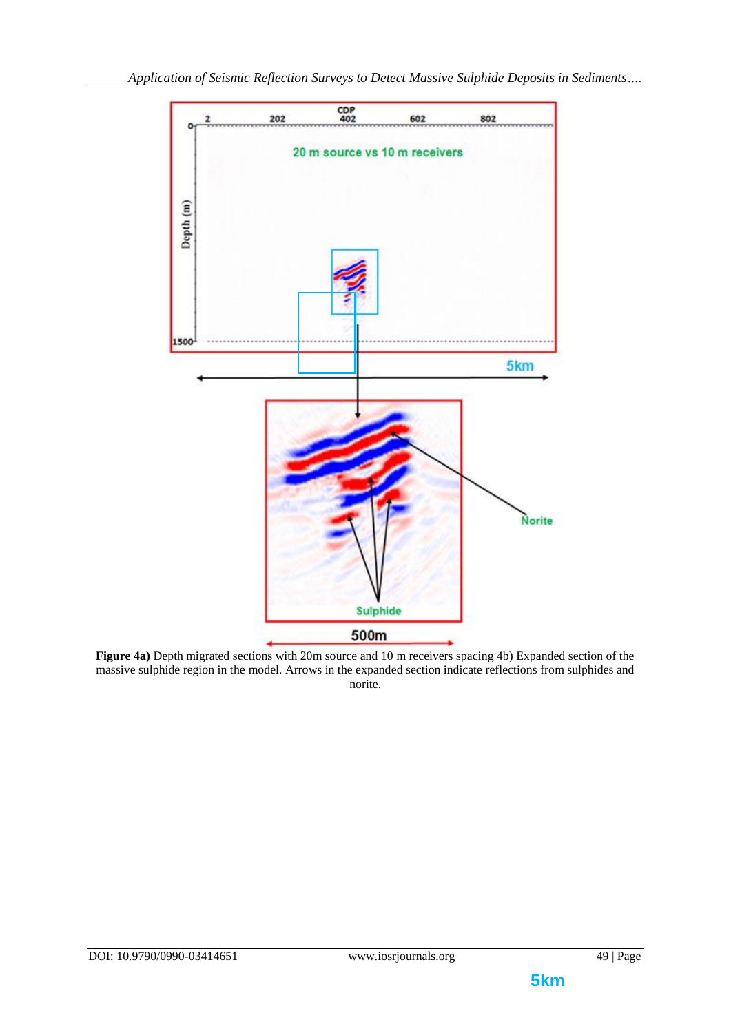CDP

2

202

402

602

802

0

Depth (m)

1500

20 m source vs 10 m receivers

5km

Norite

Sulphide

500m

**Figure 4a)** Depth migrated sections with 20m source and 10 m receivers spacing 4b) Expanded section of the massive sulphide region in the model. Arrows in the expanded section indicate reflections from sulphides and norite.

5km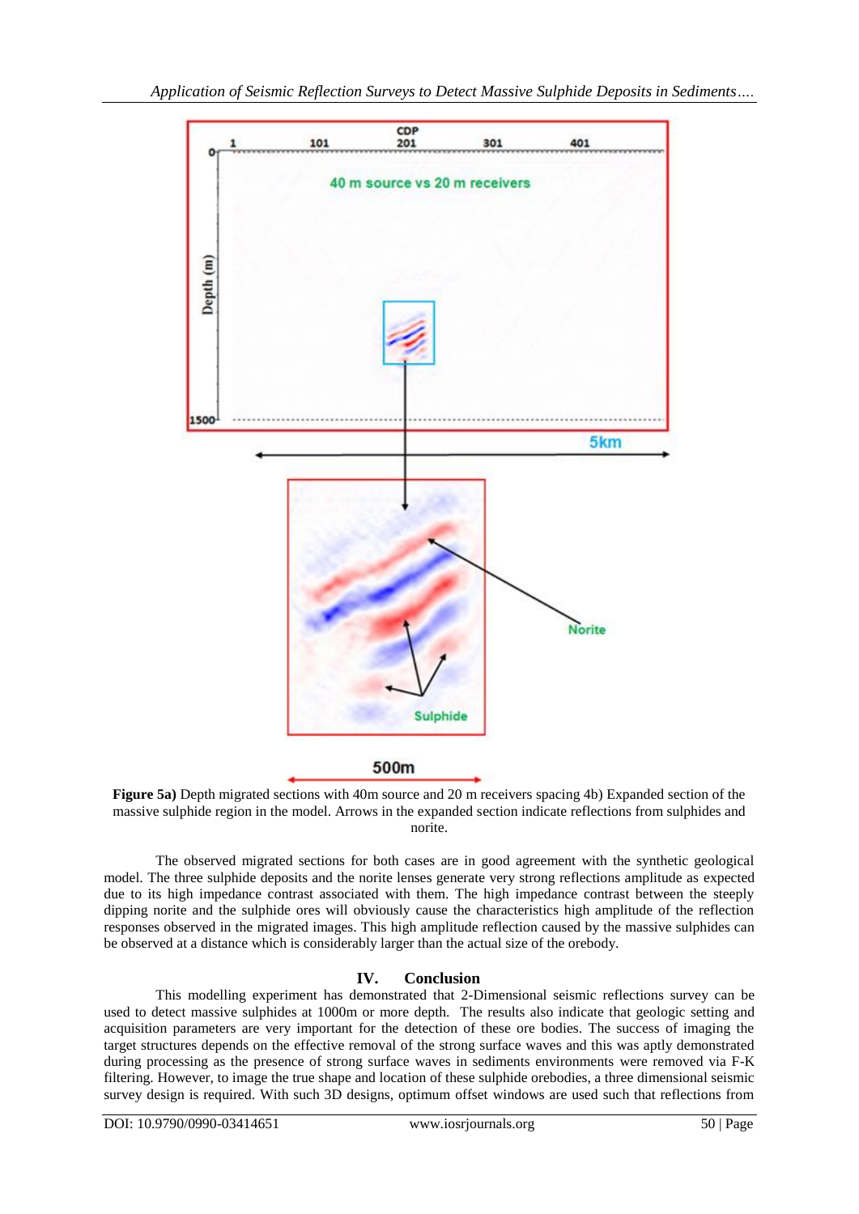CDP
1 101 201 301 401
0
Depth (m)
1500
40 m source vs 20 m receivers
5km
Norite
Sulphide
500m

**Figure 5a)** Depth migrated sections with 40m source and 20 m receivers spacing 4b) Expanded section of the massive sulphide region in the model. Arrows in the expanded section indicate reflections from sulphides and norite.

The observed migrated sections for both cases are in good agreement with the synthetic geological model. The three sulphide deposits and the norite lenses generate very strong reflections amplitude as expected due to its high impedance contrast associated with them. The high impedance contrast between the steeply dipping norite and the sulphide ores will obviously cause the characteristics high amplitude of the reflection responses observed in the migrated images. This high amplitude reflection caused by the massive sulphides can be observed at a distance which is considerably larger than the actual size of the orebody.

## IV. Conclusion

This modelling experiment has demonstrated that 2-Dimensional seismic reflections survey can be used to detect massive sulphides at 1000m or more depth. The results also indicate that geologic setting and acquisition parameters are very important for the detection of these ore bodies. The success of imaging the target structures depends on the effective removal of the strong surface waves and this was aptly demonstrated during processing as the presence of strong surface waves in sediments environments were removed via F-K filtering. However, to image the true shape and location of these sulphide orebodies, a three dimensional seismic survey design is required. With such 3D designs, optimum offset windows are used such that reflections from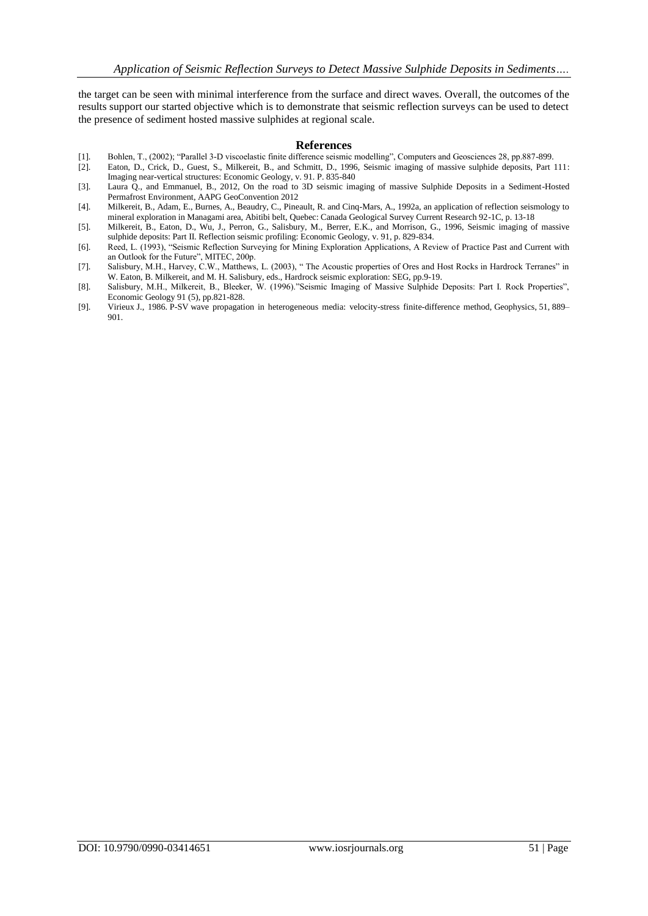the target can be seen with minimal interference from the surface and direct waves. Overall, the outcomes of the results support our started objective which is to demonstrate that seismic reflection surveys can be used to detect the presence of sediment hosted massive sulphides at regional scale.

## References

[1]. Bohlen, T., (2002); "Parallel 3-D viscoelastic finite difference seismic modelling", Computers and Geosciences 28, pp.887-899.

[2]. Eaton, D., Crick, D., Guest, S., Milkereit, B., and Schmitt, D., 1996, Seismic imaging of massive sulphide deposits, Part 111: Imaging near-vertical structures: Economic Geology, v. 91. P. 835-840

[3]. Laura Q., and Emmanuel, B., 2012, On the road to 3D seismic imaging of massive Sulphide Deposits in a Sediment-Hosted Permafrost Environment, AAPG GeoConvention 2012

[4]. Milkereit, B., Adam, E., Burnes, A., Beaudry, C., Pineault, R. and Cinq-Mars, A., 1992a, an application of reflection seismology to mineral exploration in Managami area, Abitibi belt, Quebec: Canada Geological Survey Current Research 92-1C, p. 13-18

[5]. Milkereit, B., Eaton, D., Wu, J., Perron, G., Salisbury, M., Berrer, E.K., and Morrison, G., 1996, Seismic imaging of massive sulphide deposits: Part II. Reflection seismic profiling: Economic Geology, v. 91, p. 829-834.

[6]. Reed, L. (1993), "Seismic Reflection Surveying for Mining Exploration Applications, A Review of Practice Past and Current with an Outlook for the Future", MITEC, 200p.

[7]. Salisbury, M.H., Harvey, C.W., Matthews, L. (2003), " The Acoustic properties of Ores and Host Rocks in Hardrock Terranes" in W. Eaton, B. Milkereit, and M. H. Salisbury, eds., Hardrock seismic exploration: SEG, pp.9-19.

[8]. Salisbury, M.H., Milkereit, B., Bleeker, W. (1996)."Seismic Imaging of Massive Sulphide Deposits: Part I. Rock Properties", Economic Geology 91 (5), pp.821-828.

[9]. Virieux J., 1986. P-SV wave propagation in heterogeneous media: velocity-stress finite-difference method, Geophysics, 51, 889–901.